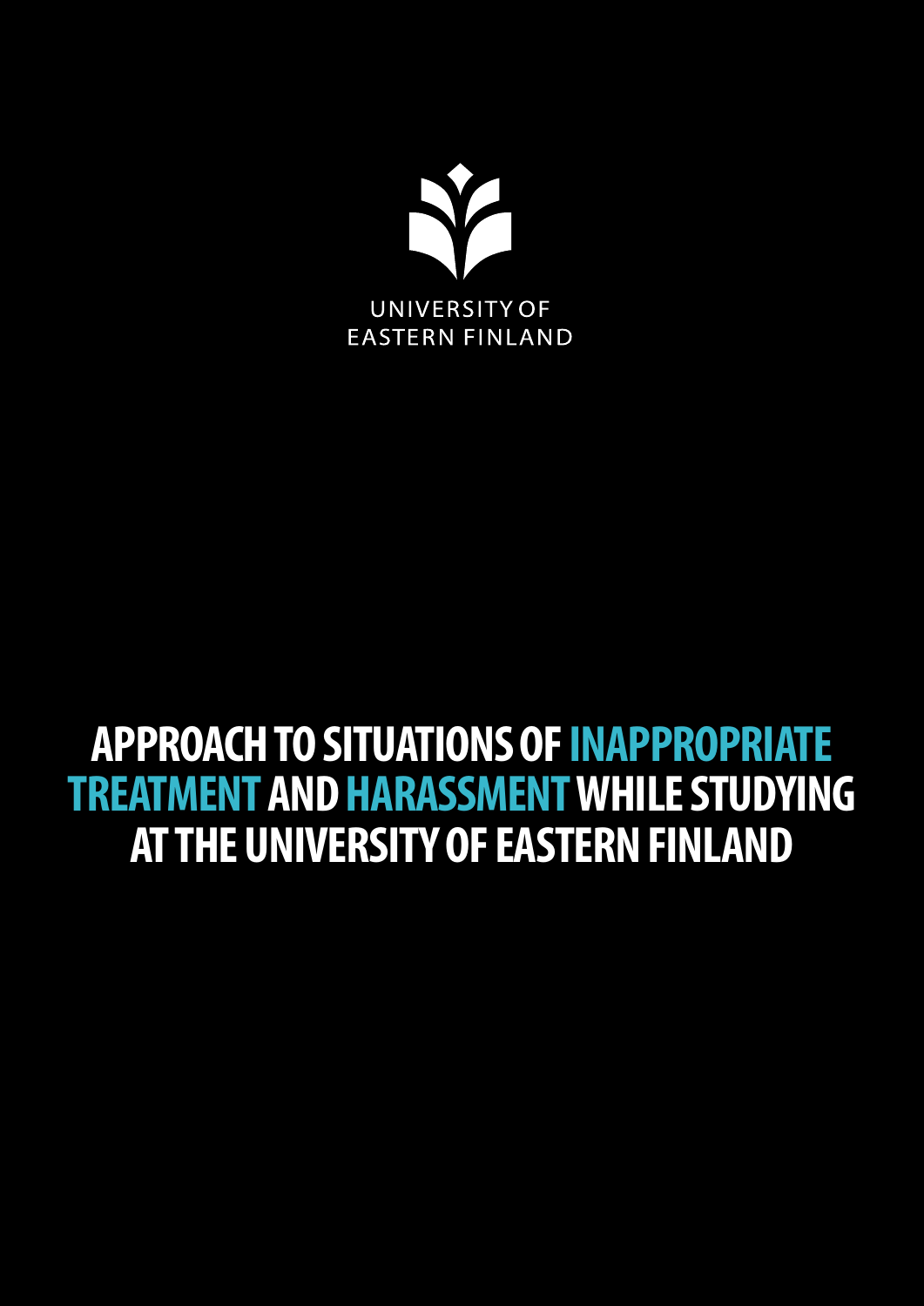UNIVERSITY OF EASTERN FINLAND

# APPROACH TO SITUATIONS OF INAPPROPRIATE TREATMENT AND HARASSMENT WHILE STUDYING AT THE UNIVERSITY OF EASTERN FINLAND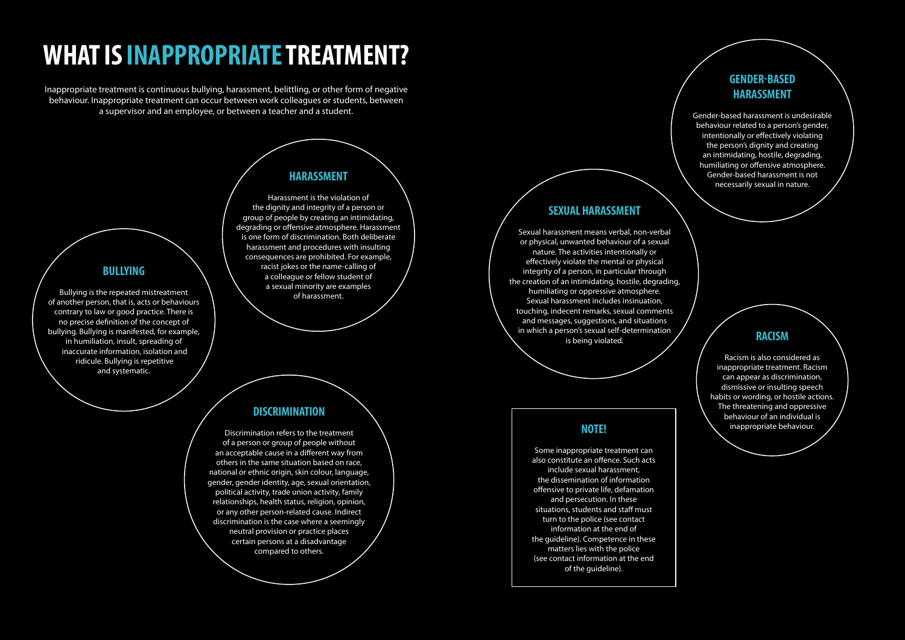# WHAT IS INAPPROPRIATE TREATMENT?

Inappropriate treatment is continuous bullying, harassment, belittling, or other form of negative behaviour. Inappropriate treatment can occur between work colleagues or students, between a supervisor and an employee, or between a teacher and a student.

## BULLYING

Bullying is the repeated mistreatment of another person, that is, acts or behaviours contrary to law or good practice. There is no precise definition of the concept of bullying. Bullying is manifested, for example, in humiliation, insult, spreading of inaccurate information, isolation and ridicule. Bullying is repetitive and systematic.

## HARASSMENT

Harassment is the violation of the dignity and integrity of a person or group of people by creating an intimidating, degrading or offensive atmosphere. Harassment is one form of discrimination. Both deliberate harassment and procedures with insulting consequences are prohibited. For example, racist jokes or the name-calling of a colleague or fellow student of a sexual minority are examples of harassment.

## DISCRIMINATION

Discrimination refers to the treatment of a person or group of people without an acceptable cause in a different way from others in the same situation based on race, national or ethnic origin, skin colour, language, gender, gender identity, age, sexual orientation, political activity, trade union activity, family relationships, health status, religion, opinion, or any other person-related cause. Indirect discrimination is the case where a seemingly neutral provision or practice places certain persons at a disadvantage compared to others.

## SEXUAL HARASSMENT

Sexual harassment means verbal, non-verbal or physical, unwanted behaviour of a sexual nature. The activities intentionally or effectively violate the mental or physical integrity of a person, in particular through the creation of an intimidating, hostile, degrading, humiliating or oppressive atmosphere. Sexual harassment includes insinuation, touching, indecent remarks, sexual comments and messages, suggestions, and situations in which a person's sexual self-determination is being violated.

## GENDER-BASED HARASSMENT

Gender-based harassment is undesirable behaviour related to a person's gender, intentionally or effectively violating the person's dignity and creating an intimidating, hostile, degrading, humiliating or offensive atmosphere. Gender-based harassment is not necessarily sexual in nature.

## RACISM

Racism is also considered as inappropriate treatment. Racism can appear as discrimination, dismissive or insulting speech habits or wording, or hostile actions. The threatening and oppressive behaviour of an individual is inappropriate behaviour.

## NOTE!

Some inappropriate treatment can also constitute an offence. Such acts include sexual harassment, the dissemination of information offensive to private life, defamation and persecution. In these situations, students and staff must turn to the police (see contact information at the end of the guideline). Competence in these matters lies with the police (see contact information at the end of the guideline).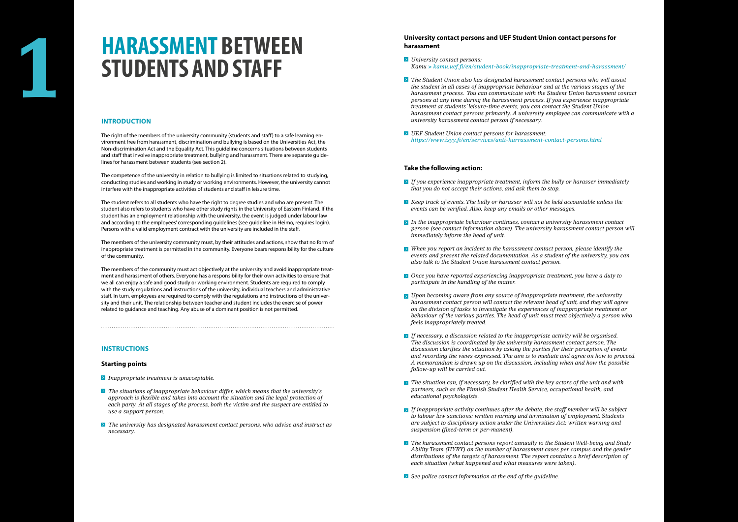# 1 HARASSMENT BETWEEN STUDENTS AND STAFF

## INTRODUCTION

The right of the members of the university community (students and staff) to a safe learning environment free from harassment, discrimination and bullying is based on the Universities Act, the Non-discrimination Act and the Equality Act. This guideline concerns situations between students and staff that involve inappropriate treatment, bullying and harassment. There are separate guidelines for harassment between students (see section 2).

The competence of the university in relation to bullying is limited to situations related to studying, conducting studies and working in study or working environments. However, the university cannot interfere with the inappropriate activities of students and staff in leisure time.

The student refers to all students who have the right to degree studies and who are present. The student also refers to students who have other study rights in the University of Eastern Finland. If the student has an employment relationship with the university, the event is judged under labour law and according to the employees' corresponding guidelines (see guideline in Heimo, requires login). Persons with a valid employment contract with the university are included in the staff.

The members of the university community must, by their attitudes and actions, show that no form of inappropriate treatment is permitted in the community. Everyone bears responsibility for the culture of the community.

The members of the community must act objectively at the university and avoid inappropriate treatment and harassment of others. Everyone has a responsibility for their own activities to ensure that we all can enjoy a safe and good study or working environment. Students are required to comply with the study regulations and instructions of the university, individual teachers and administrative staff. In turn, employees are required to comply with the regulations and instructions of the university and their unit. The relationship between teacher and student includes the exercise of power related to guidance and teaching. Any abuse of a dominant position is not permitted.

## INSTRUCTIONS

### Starting points

- *Inappropriate treatment is unacceptable.*
- *The situations of inappropriate behaviour differ, which means that the university's approach is flexible and takes into account the situation and the legal protection of each party. At all stages of the process, both the victim and the suspect are entitled to use a support person.*
- *The university has designated harassment contact persons, who advise and instruct as necessary.*

### University contact persons and UEF Student Union contact persons for harassment

- *University contact persons:*
  *Kamu > kamu.uef.fi/en/student-book/inappropriate-treatment-and-harassment/*
- *The Student Union also has designated harassment contact persons who will assist the student in all cases of inappropriate behaviour and at the various stages of the harassment process. You can communicate with the Student Union harassment contact persons at any time during the harassment process. If you experience inappropriate treatment at students' leisure-time events, you can contact the Student Union harassment contact persons primarily. A university employee can communicate with a university harassment contact person if necessary.*
- *UEF Student Union contact persons for harassment:*
  *https://www.isyy.fi/en/services/anti-harrassment-contact-persons.html*

### Take the following action:

- *If you experience inappropriate treatment, inform the bully or harasser immediately that you do not accept their actions, and ask them to stop.*
- *Keep track of events. The bully or harasser will not be held accountable unless the events can be verified. Also, keep any emails or other messages.*
- *In the inappropriate behaviour continues, contact a university harassment contact person (see contact information above). The university harassment contact person will immediately inform the head of unit.*
- *When you report an incident to the harassment contact person, please identify the events and present the related documentation. As a student of the university, you can also talk to the Student Union harassment contact person.*
- *Once you have reported experiencing inappropriate treatment, you have a duty to participate in the handling of the matter.*
- *Upon becoming aware from any source of inappropriate treatment, the university harassment contact person will contact the relevant head of unit, and they will agree on the division of tasks to investigate the experiences of inappropriate treatment or behaviour of the various parties. The head of unit must treat objectively a person who feels inappropriately treated.*
- *If necessary, a discussion related to the inappropriate activity will be organised. The discussion is coordinated by the university harassment contact person. The discussion clarifies the situation by asking the parties for their perception of events and recording the views expressed. The aim is to mediate and agree on how to proceed. A memorandum is drawn up on the discussion, including when and how the possible follow-up will be carried out.*
- *The situation can, if necessary, be clarified with the key actors of the unit and with partners, such as the Finnish Student Health Service, occupational health, and educational psychologists.*
- *If inappropriate activity continues after the debate, the staff member will be subject to labour law sanctions: written warning and termination of employment. Students are subject to disciplinary action under the Universities Act: written warning and suspension (fixed-term or per-manent).*
- *The harassment contact persons report annually to the Student Well-being and Study Ability Team (HYRY) on the number of harassment cases per campus and the gender distributions of the targets of harassment. The report contains a brief description of each situation (what happened and what measures were taken).*
- *See police contact information at the end of the guideline.*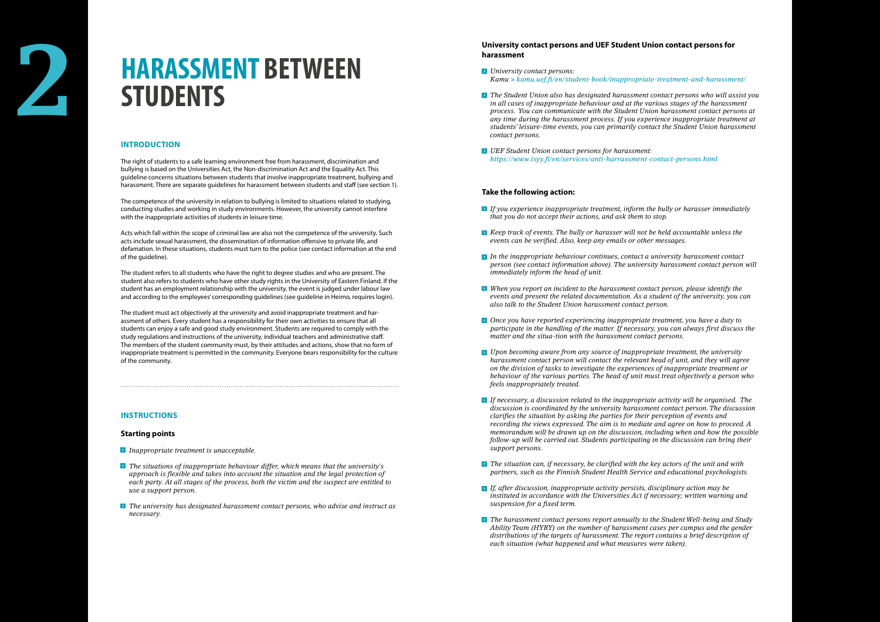# 2 HARASSMENT BETWEEN STUDENTS

## INTRODUCTION

The right of students to a safe learning environment free from harassment, discrimination and bullying is based on the Universities Act, the Non-discrimination Act and the Equality Act. This guideline concerns situations between students that involve inappropriate treatment, bullying and harassment. There are separate guidelines for harassment between students and staff (see section 1).

The competence of the university in relation to bullying is limited to situations related to studying, conducting studies and working in study environments. However, the university cannot interfere with the inappropriate activities of students in leisure time.

Acts which fall within the scope of criminal law are also not the competence of the university. Such acts include sexual harassment, the dissemination of information offensive to private life, and defamation. In these situations, students must turn to the police (see contact information at the end of the guideline).

The student refers to all students who have the right to degree studies and who are present. The student also refers to students who have other study rights in the University of Eastern Finland. If the student has an employment relationship with the university, the event is judged under labour law and according to the employees' corresponding guidelines (see guideline in Heimo, requires login).

The student must act objectively at the university and avoid inappropriate treatment and harassment of others. Every student has a responsibility for their own activities to ensure that all students can enjoy a safe and good study environment. Students are required to comply with the study regulations and instructions of the university, individual teachers and administrative staff. The members of the student community must, by their attitudes and actions, show that no form of inappropriate treatment is permitted in the community. Everyone bears responsibility for the culture of the community.

## INSTRUCTIONS

### Starting points

- *Inappropriate treatment is unacceptable.*
- *The situations of inappropriate behaviour differ, which means that the university's approach is flexible and takes into account the situation and the legal protection of each party. At all stages of the process, both the victim and the suspect are entitled to use a support person.*
- *The university has designated harassment contact persons, who advise and instruct as necessary.*

### University contact persons and UEF Student Union contact persons for harassment

- *University contact persons:*
  *Kamu > kamu.uef.fi/en/student-book/inappropriate-treatment-and-harassment/*
- *The Student Union also has designated harassment contact persons who will assist you in all cases of inappropriate behaviour and at the various stages of the harassment process. You can communicate with the Student Union harassment contact persons at any time during the harassment process. If you experience inappropriate treatment at students' leisure-time events, you can primarily contact the Student Union harassment contact persons.*
- *UEF Student Union contact persons for harassment:*
  *https://www.isyy.fi/en/services/anti-harrassment-contact-persons.html*

### Take the following action:

- *If you experience inappropriate treatment, inform the bully or harasser immediately that you do not accept their actions, and ask them to stop.*
- *Keep track of events. The bully or harasser will not be held accountable unless the events can be verified. Also, keep any emails or other messages.*
- *In the inappropriate behaviour continues, contact a university harassment contact person (see contact information above). The university harassment contact person will immediately inform the head of unit.*
- *When you report an incident to the harassment contact person, please identify the events and present the related documentation. As a student of the university, you can also talk to the Student Union harassment contact person.*
- *Once you have reported experiencing inappropriate treatment, you have a duty to participate in the handling of the matter. If necessary, you can always first discuss the matter and the situa-tion with the harassment contact persons.*
- *Upon becoming aware from any source of inappropriate treatment, the university harassment contact person will contact the relevant head of unit, and they will agree on the division of tasks to investigate the experiences of inappropriate treatment or behaviour of the various parties. The head of unit must treat objectively a person who feels inappropriately treated.*
- *If necessary, a discussion related to the inappropriate activity will be organised. The discussion is coordinated by the university harassment contact person. The discussion clarifies the situation by asking the parties for their perception of events and recording the views expressed. The aim is to mediate and agree on how to proceed. A memorandum will be drawn up on the discussion, including when and how the possible follow-up will be carried out. Students participating in the discussion can bring their support persons.*
- *The situation can, if necessary, be clarified with the key actors of the unit and with partners, such as the Finnish Student Health Service and educational psychologists.*
- *If, after discussion, inappropriate activity persists, disciplinary action may be instituted in accordance with the Universities Act if necessary; written warning and suspension for a fixed term.*
- *The harassment contact persons report annually to the Student Well-being and Study Ability Team (HYRY) on the number of harassment cases per campus and the gender distributions of the targets of harassment. The report contains a brief description of each situation (what happened and what measures were taken).*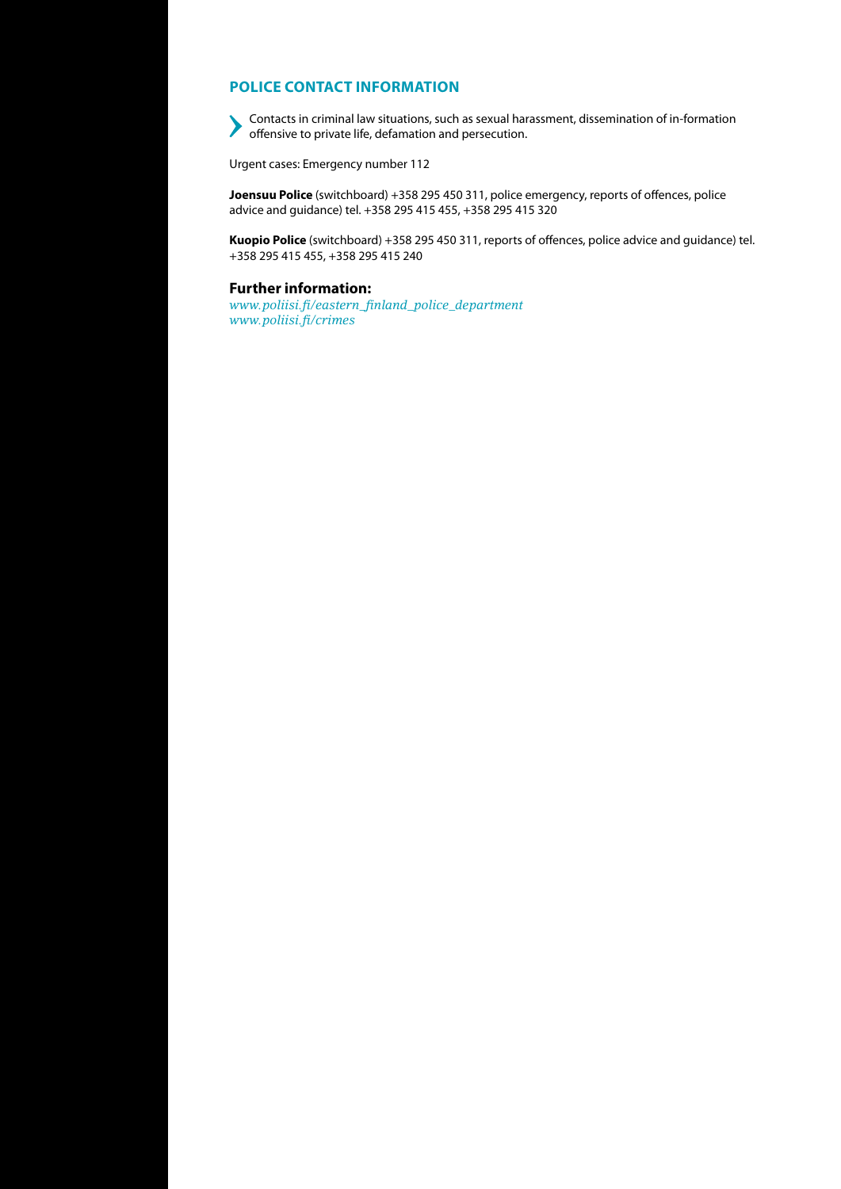## POLICE CONTACT INFORMATION

- Contacts in criminal law situations, such as sexual harassment, dissemination of in-formation offensive to private life, defamation and persecution.

Urgent cases: Emergency number 112

**Joensuu Police** (switchboard) +358 295 450 311, police emergency, reports of offences, police advice and guidance) tel. +358 295 415 455, +358 295 415 320

**Kuopio Police** (switchboard) +358 295 450 311, reports of offences, police advice and guidance) tel. +358 295 415 455, +358 295 415 240

### Further information:

*www.poliisi.fi/eastern_finland_police_department*
*www.poliisi.fi/crimes*